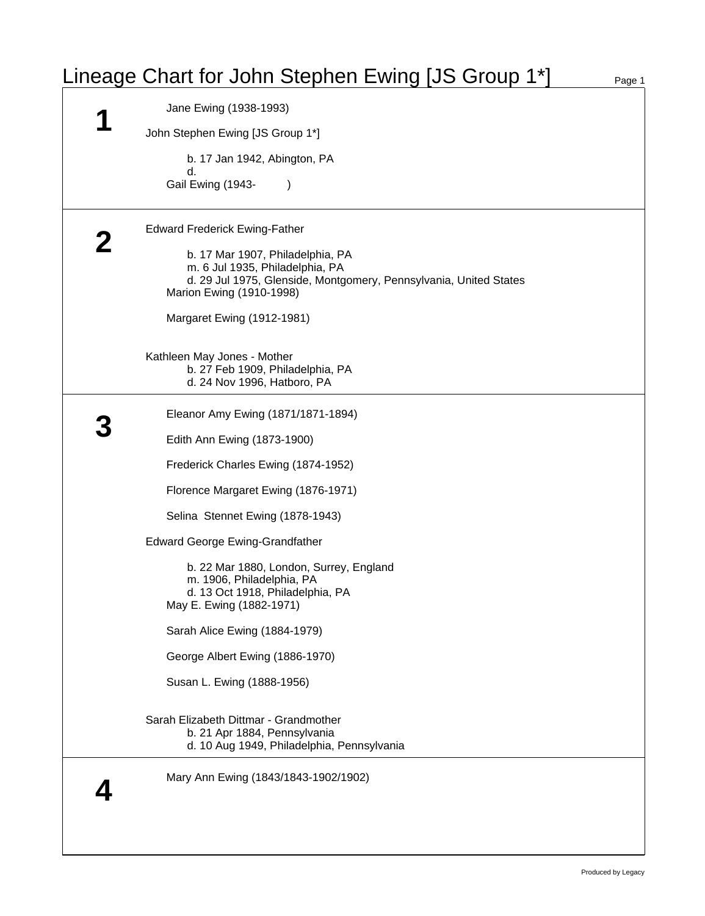# Lineage Chart for John Stephen Ewing [JS Group 1*]

## 1

Jane Ewing (1938-1993)

John Stephen Ewing [JS Group 1*]

b. 17 Jan 1942, Abington, PA
d.

Gail Ewing (1943- )

## 2

Edward Frederick Ewing-Father

b. 17 Mar 1907, Philadelphia, PA
m. 6 Jul 1935, Philadelphia, PA
d. 29 Jul 1975, Glenside, Montgomery, Pennsylvania, United States

Marion Ewing (1910-1998)

Margaret Ewing (1912-1981)

Kathleen May Jones - Mother
b. 27 Feb 1909, Philadelphia, PA
d. 24 Nov 1996, Hatboro, PA

## 3

Eleanor Amy Ewing (1871/1871-1894)

Edith Ann Ewing (1873-1900)

Frederick Charles Ewing (1874-1952)

Florence Margaret Ewing (1876-1971)

Selina Stennet Ewing (1878-1943)

Edward George Ewing-Grandfather

b. 22 Mar 1880, London, Surrey, England
m. 1906, Philadelphia, PA
d. 13 Oct 1918, Philadelphia, PA

May E. Ewing (1882-1971)

Sarah Alice Ewing (1884-1979)

George Albert Ewing (1886-1970)

Susan L. Ewing (1888-1956)

Sarah Elizabeth Dittmar - Grandmother
b. 21 Apr 1884, Pennsylvania
d. 10 Aug 1949, Philadelphia, Pennsylvania

## 4

Mary Ann Ewing (1843/1843-1902/1902)

Produced by Legacy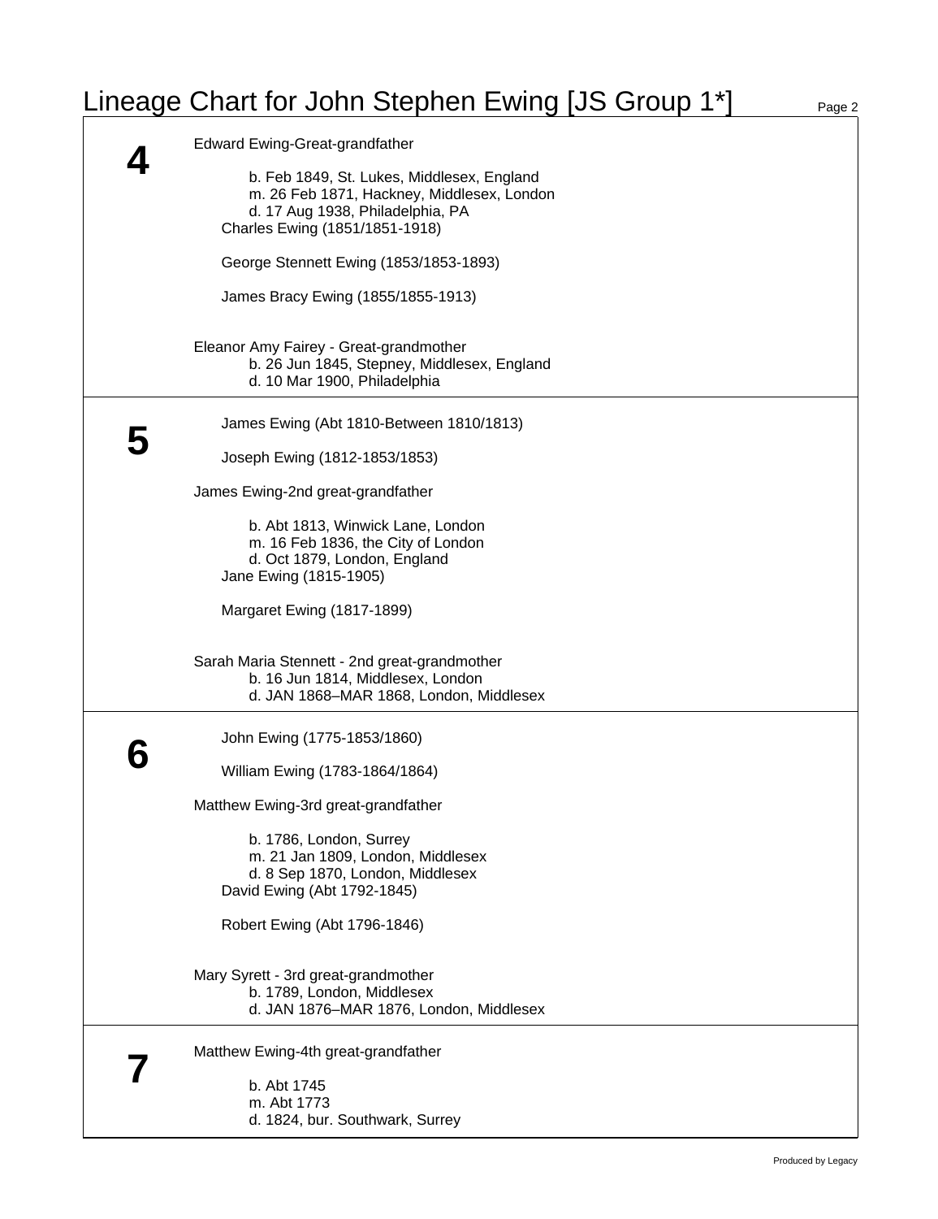# Lineage Chart for John Stephen Ewing [JS Group 1*]

## 4

Edward Ewing-Great-grandfather

b. Feb 1849, St. Lukes, Middlesex, England
m. 26 Feb 1871, Hackney, Middlesex, London
d. 17 Aug 1938, Philadelphia, PA

Charles Ewing (1851/1851-1918)

George Stennett Ewing (1853/1853-1893)

James Bracy Ewing (1855/1855-1913)

Eleanor Amy Fairey - Great-grandmother
b. 26 Jun 1845, Stepney, Middlesex, England
d. 10 Mar 1900, Philadelphia

## 5

James Ewing (Abt 1810-Between 1810/1813)

Joseph Ewing (1812-1853/1853)

James Ewing-2nd great-grandfather

b. Abt 1813, Winwick Lane, London
m. 16 Feb 1836, the City of London
d. Oct 1879, London, England

Jane Ewing (1815-1905)

Margaret Ewing (1817-1899)

Sarah Maria Stennett - 2nd great-grandmother
b. 16 Jun 1814, Middlesex, London
d. JAN 1868–MAR 1868, London, Middlesex

## 6

John Ewing (1775-1853/1860)

William Ewing (1783-1864/1864)

Matthew Ewing-3rd great-grandfather

b. 1786, London, Surrey
m. 21 Jan 1809, London, Middlesex
d. 8 Sep 1870, London, Middlesex

David Ewing (Abt 1792-1845)

Robert Ewing (Abt 1796-1846)

Mary Syrett - 3rd great-grandmother
b. 1789, London, Middlesex
d. JAN 1876–MAR 1876, London, Middlesex

## 7

Matthew Ewing-4th great-grandfather

b. Abt 1745
m. Abt 1773
d. 1824, bur. Southwark, Surrey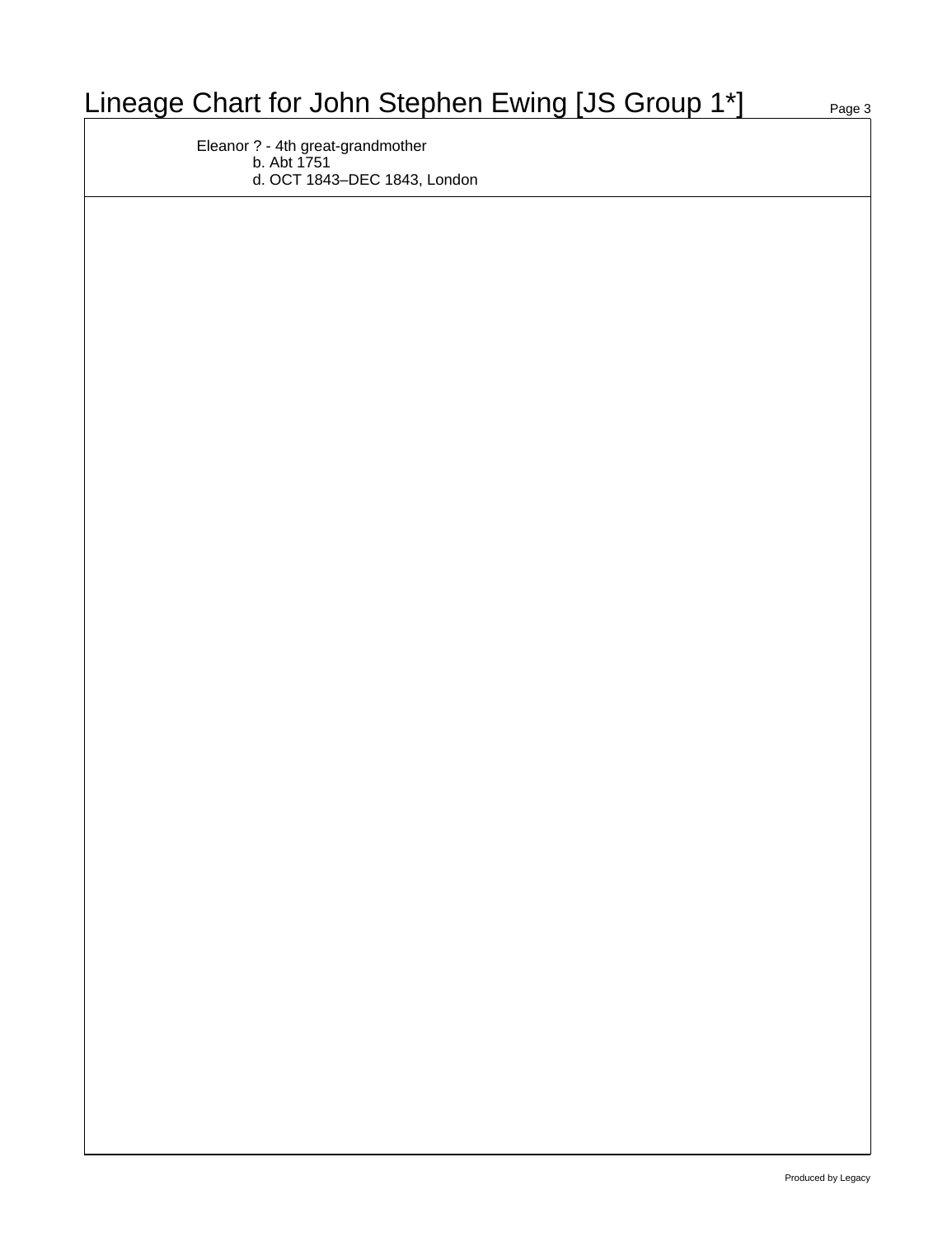Eleanor ? - 4th great-grandmother
b. Abt 1751
d. OCT 1843–DEC 1843, London